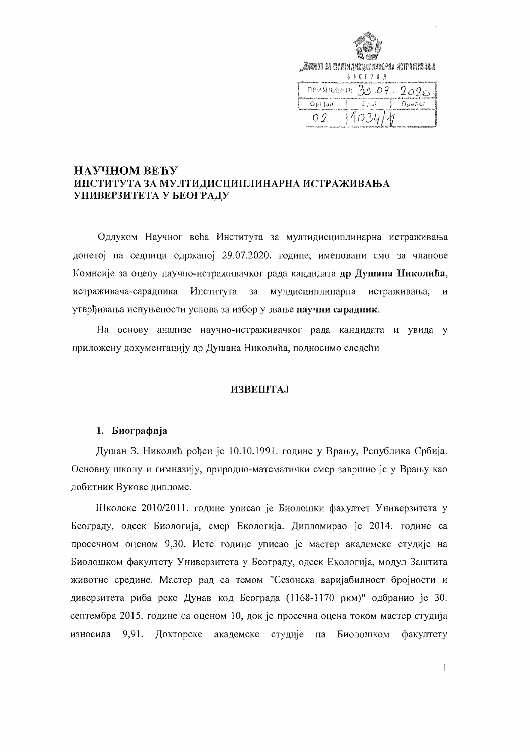ИНСТИТУТ ЗА МУЛТИДИСЦИПЛИНАРНА ИСТРАЖИВАЊА
БЕОГРАД

| ПРИМЉЕНО: 30.07.2020 | | |
|---|---|---|
| Орг.јед. | Број | Прилог |
| 02 | 1034/1 | |

## НАУЧНОМ ВЕЋУ ИНСТИТУТА ЗА МУЛТИДИСЦИПЛИНАРНА ИСТРАЖИВАЊА УНИВЕРЗИТЕТА У БЕОГРАДУ

Одлуком Научног већа Института за мултидисциплинарна истраживања донетој на седници одржаној 29.07.2020. године, именовани смо за чланове Комисије за оцену научно-истраживачког рада кандидата **др Душана Николића**, истраживача-сарадника Института за мулдисциплинарна истраживања, и утврђивања испуњености услова за избор у звање **научни сарадник**.

На основу анализе научно-истраживачког рада кандидата и увида у приложену документацију др Душана Николића, подносимо следећи

### ИЗВЕШТАЈ

### 1. Биографија

Душан З. Николић рођен је 10.10.1991. године у Врању, Република Србија. Основну школу и гимназију, природно-математички смер завршио је у Врању као добитник Вукове дипломе.

Школске 2010/2011. године уписао је Биолошки факултет Универзитета у Београду, одсек Биологија, смер Екологија. Дипломирао је 2014. године са просечном оценом 9,30. Исте године уписао је мастер академске студије на Биолошком факултету Универзитета у Београду, одсек Екологија, модул Заштита животне средине. Мастер рад са темом "Сезонска варијабилност бројности и диверзитета риба реке Дунав код Београда (1168-1170 ркм)" одбранио је 30. септембра 2015. године са оценом 10, док је просечна оцена током мастер студија износила 9,91. Докторске академске студије на Биолошком факултету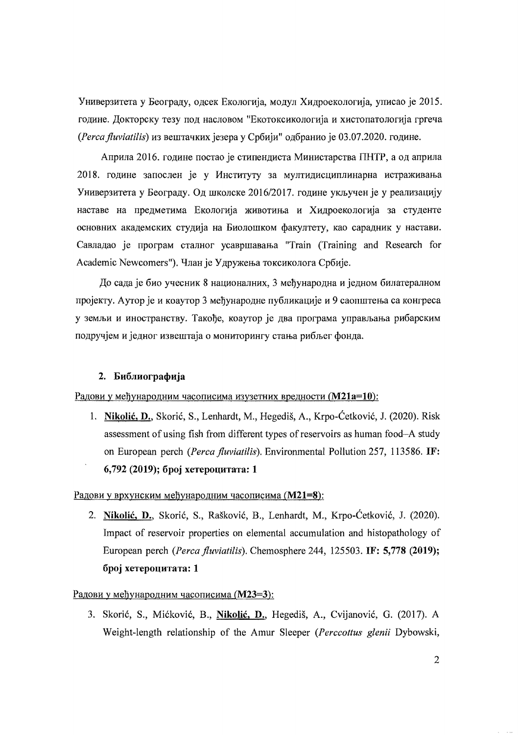Универзитета у Београду, одсек Екологија, модул Хидроекологија, уписао је 2015. године. Докторску тезу под насловом "Екотоксикологија и хистопатологија гргеча (*Perca fluviatilis*) из вештачких језера у Србији" одбранио је 03.07.2020. године.

Априла 2016. године постао је стипендиста Министарства ПНТР, а од априла 2018. године запослен је у Институту за мултидисциплинарна истраживања Универзитета у Београду. Од школске 2016/2017. године укључен је у реализацију наставе на предметима Екологија животиња и Хидроекологија за студенте основних академских студија на Биолошком факултету, као сарадник у настави. Савладао је програм сталног усавршавања "Train (Training and Research for Academic Newcomers"). Члан је Удружења токсиколога Србије.

До сада је био учесник 8 националних, 3 међународна и једном билатералном пројекту. Аутор је и коаутор 3 међународне публикације и 9 саопштења са конгреса у земљи и иностранству. Такође, коаутор је два програма управљања рибарским подручјем и једног извештаја о мониторингу стања рибљег фонда.

## 2. Библиографија

Радови у међународним часописима изузетних вредности (**M21a=10**):

1. **Nikolić, D.**, Skorić, S., Lenhardt, M., Hegediš, A., Krpo-Ćetković, J. (2020). Risk assessment of using fish from different types of reservoirs as human food–A study on European perch (*Perca fluviatilis*). Environmental Pollution 257, 113586. **IF: 6,792 (2019); број хетероцитата: 1**

Радови у врхунским међународним часописима (**M21=8**):

2. **Nikolić, D.**, Skorić, S., Rašković, B., Lenhardt, M., Krpo-Ćetković, J. (2020). Impact of reservoir properties on elemental accumulation and histopathology of European perch (*Perca fluviatilis*). Chemosphere 244, 125503. **IF: 5,778 (2019); број хетероцитата: 1**

Радови у међународним часописима (**M23=3**):

3. Skorić, S., Mićković, B., **Nikolić, D.**, Hegediš, A., Cvijanović, G. (2017). A Weight-length relationship of the Amur Sleeper (*Perccottus glenii* Dybowski,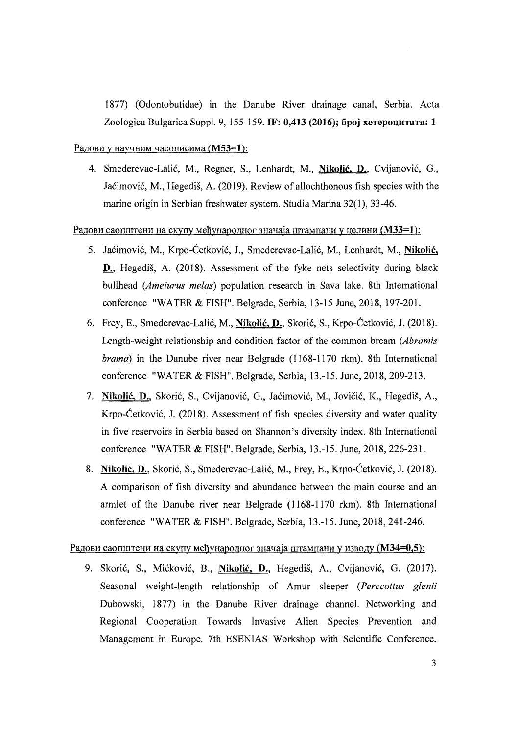1877) (Odontobutidae) in the Danube River drainage canal, Serbia. Acta Zoologica Bulgarica Suppl. 9, 155-159. **IF: 0,413 (2016); број хетероцитата: 1**

Радови у научним часописима (**M53=1**):

4. Smederevac-Lalić, M., Regner, S., Lenhardt, M., **Nikolić, D.**, Cvijanović, G., Jaćimović, M., Hegediš, A. (2019). Review of allochthonous fish species with the marine origin in Serbian freshwater system. Studia Marina 32(1), 33-46.

Радови саопштени на скупу међународног значаја штампани у целини (**M33=1**):

5. Jaćimović, M., Krpo-Ćetković, J., Smederevac-Lalić, M., Lenhardt, M., **Nikolić, D.**, Hegediš, A. (2018). Assessment of the fyke nets selectivity during black bullhead (*Ameiurus melas*) population research in Sava lake. 8th International conference "WATER & FISH". Belgrade, Serbia, 13-15 June, 2018, 197-201.
6. Frey, E., Smederevac-Lalić, M., **Nikolić, D.**, Skorić, S., Krpo-Ćetković, J. (2018). Length-weight relationship and condition factor of the common bream (*Abramis brama*) in the Danube river near Belgrade (1168-1170 rkm). 8th International conference "WATER & FISH". Belgrade, Serbia, 13.-15. June, 2018, 209-213.
7. **Nikolić, D.**, Skorić, S., Cvijanović, G., Jaćimović, M., Jovičić, K., Hegediš, A., Krpo-Ćetković, J. (2018). Assessment of fish species diversity and water quality in five reservoirs in Serbia based on Shannon's diversity index. 8th International conference "WATER & FISH". Belgrade, Serbia, 13.-15. June, 2018, 226-231.
8. **Nikolić, D.**, Skorić, S., Smederevac-Lalić, M., Frey, E., Krpo-Ćetković, J. (2018). A comparison of fish diversity and abundance between the main course and an armlet of the Danube river near Belgrade (1168-1170 rkm). 8th International conference "WATER & FISH". Belgrade, Serbia, 13.-15. June, 2018, 241-246.

Радови саопштени на скупу међународног значаја штампани у изводу (**M34=0,5**):

9. Skorić, S., Mićković, B., **Nikolić, D.**, Hegediš, A., Cvijanović, G. (2017). Seasonal weight-length relationship of Amur sleeper (*Perccottus glenii* Dubowski, 1877) in the Danube River drainage channel. Networking and Regional Cooperation Towards Invasive Alien Species Prevention and Management in Europe. 7th ESENIAS Workshop with Scientific Conference.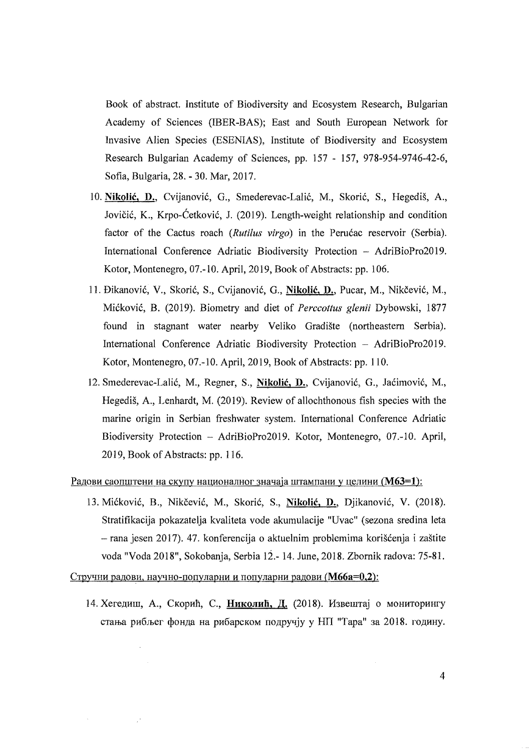Book of abstract. Institute of Biodiversity and Ecosystem Research, Bulgarian Academy of Sciences (IBER-BAS); East and South European Network for Invasive Alien Species (ESENIAS), Institute of Biodiversity and Ecosystem Research Bulgarian Academy of Sciences, pp. 157 - 157, 978-954-9746-42-6, Sofia, Bulgaria, 28. - 30. Mar, 2017.

10. **Nikolić, D.**, Cvijanović, G., Smederevac-Lalić, M., Skorić, S., Hegediš, A., Jovičić, K., Krpo-Ćetković, J. (2019). Length-weight relationship and condition factor of the Cactus roach (*Rutilus virgo*) in the Perućac reservoir (Serbia). International Conference Adriatic Biodiversity Protection – AdriBioPro2019. Kotor, Montenegro, 07.-10. April, 2019, Book of Abstracts: pp. 106.
11. Đikanović, V., Skorić, S., Cvijanović, G., **Nikolić, D.**, Pucar, M., Nikčević, M., Mićković, B. (2019). Biometry and diet of *Perccottus glenii* Dybowski, 1877 found in stagnant water nearby Veliko Gradište (northeastern Serbia). International Conference Adriatic Biodiversity Protection – AdriBioPro2019. Kotor, Montenegro, 07.-10. April, 2019, Book of Abstracts: pp. 110.
12. Smederevac-Lalić, M., Regner, S., **Nikolić, D.**, Cvijanović, G., Jaćimović, M., Hegediš, A., Lenhardt, M. (2019). Review of allochthonous fish species with the marine origin in Serbian freshwater system. International Conference Adriatic Biodiversity Protection – AdriBioPro2019. Kotor, Montenegro, 07.-10. April, 2019, Book of Abstracts: pp. 116.

Радови саопштени на скупу националног значаја штампани у целини (**M63=1**):

13. Mićković, B., Nikčević, M., Skorić, S., **Nikolić, D.**, Djikanović, V. (2018). Stratifikacija pokazatelja kvaliteta vode akumulacije "Uvac" (sezona sredina leta – rana jesen 2017). 47. konferencija o aktuelnim problemima korišćenja i zaštite voda "Voda 2018", Sokobanja, Serbia 12.- 14. June, 2018. Zbornik radova: 75-81.

Стручни радови, научно-популарни и популарни радови (**M66a=0,2**):

14. Хегедиш, А., Скорић, С., **Николић, Д.** (2018). Извештај о мониторингу стања рибљег фонда на рибарском подручју у НП "Тара" за 2018. годину.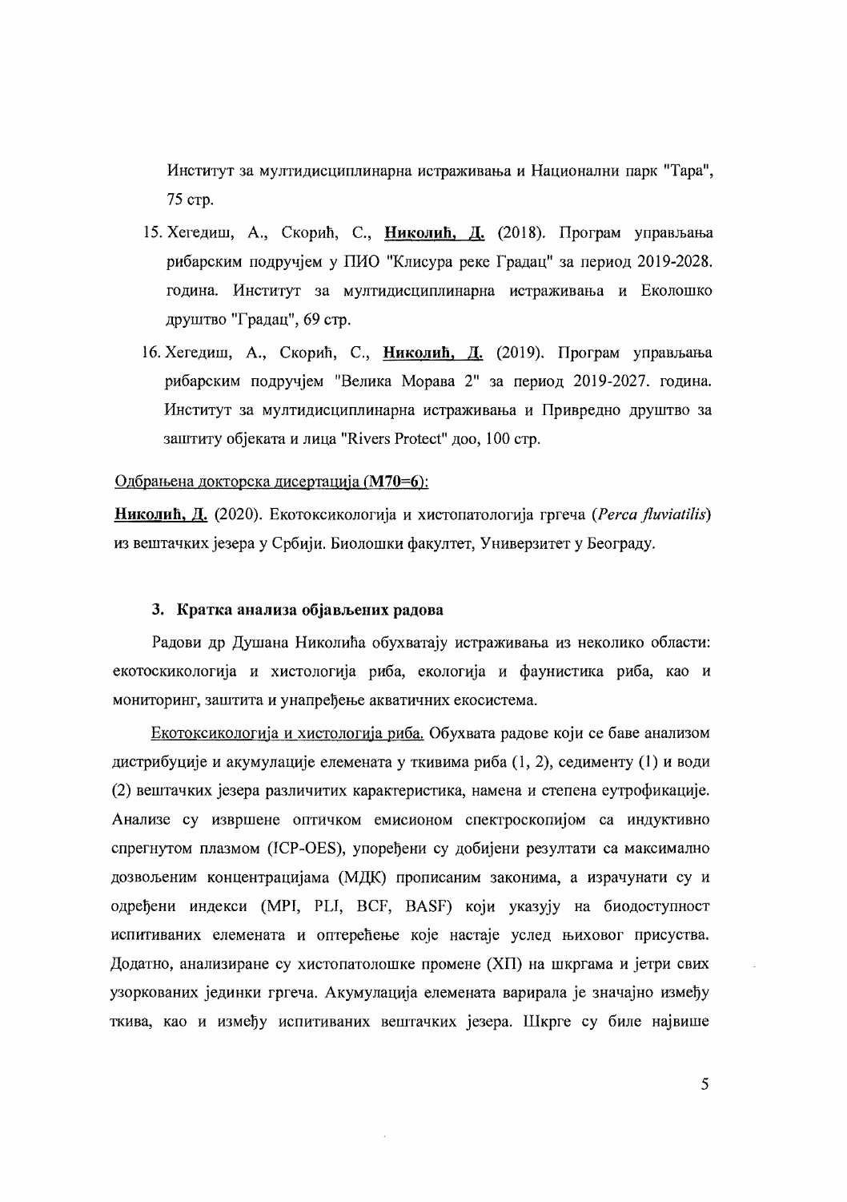Институт за мултидисциплинарна истраживања и Национални парк "Тара", 75 стр.

15. Хегедиш, А., Скорић, С., **<u>Николић, Д.</u>** (2018). Програм управљања рибарским подручјем у ПИО "Клисура реке Градац" за период 2019-2028. година. Институт за мултидисциплинарна истраживања и Еколошко друштво "Градац", 69 стр.
16. Хегедиш, А., Скорић, С., **<u>Николић, Д.</u>** (2019). Програм управљања рибарским подручјем "Велика Морава 2" за период 2019-2027. година. Институт за мултидисциплинарна истраживања и Привредно друштво за заштиту објеката и лица "Rivers Protect" доо, 100 стр.

<u>Одбрањена докторска дисертација (**М70=6**):</u>

**<u>Николић, Д.</u>** (2020). Екотоксикологија и хистопатологија гргеча (*Perca fluviatilis*) из вештачких језера у Србији. Биолошки факултет, Универзитет у Београду.

### 3. Кратка анализа објављених радова

Радови др Душана Николића обухватају истраживања из неколико области: екотоскикологија и хистологија риба, екологија и фаунистика риба, као и мониторинг, заштита и унапређење акватичних екосистема.

<u>Екотоксикологија и хистологија риба.</u> Обухвата радове који се баве анализом дистрибуције и акумулације елемената у ткивима риба (1, 2), седименту (1) и води (2) вештачких језера различитих карактеристика, намена и степена еутрофикације. Анализе су извршене оптичком емисионом спектроскопијом са индуктивно спрегнутом плазмом (ICP-OES), упоређени су добијени резултати са максимално дозвољеним концентрацијама (МДК) прописаним законима, а израчунати су и одређени индекси (MPI, PLI, BCF, BASF) који указују на биодоступност испитиваних елемената и оптерећење које настаје услед њиховог присуства. Додатно, анализиране су хистопатолошке промене (ХП) на шкргама и јетри свих узоркованих јединки гргеча. Акумулација елемената варирала је значајно између ткива, као и између испитиваних вештачких језера. Шкрге су биле највише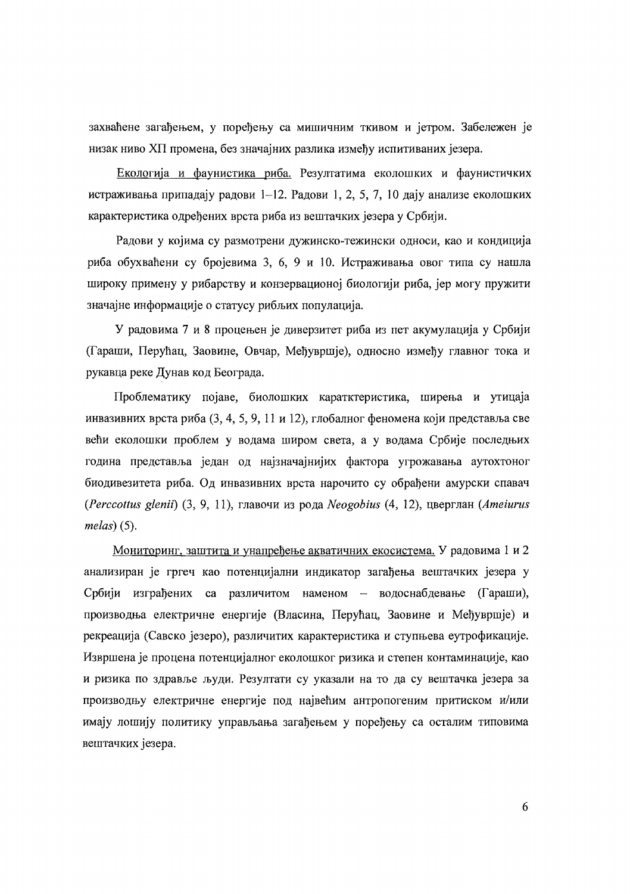захваћене загађењем, у поређењу са мишичним ткивом и јетром. Забележен је низак ниво ХП промена, без значајних разлика између испитиваних језера.

Екологија и фаунистика риба. Резултатима еколошких и фаунистичких истраживања припадају радови 1–12. Радови 1, 2, 5, 7, 10 дају анализе еколошких карактеристика одређених врста риба из вештачких језера у Србији.

Радови у којима су размотрени дужинско-тежински односи, као и кондиција риба обухваћени су бројевима 3, 6, 9 и 10. Истраживања овог типа су нашла широку примену у рибарству и конзервационој биологији риба, јер могу пружити значајне информације о статусу рибљих популација.

У радовима 7 и 8 процењен је диверзитет риба из пет акумулација у Србији (Гараши, Перућац, Заовине, Овчар, Међувршје), односно између главног тока и рукавца реке Дунав код Београда.

Проблематику појаве, биолошких каратктеристика, ширења и утицаја инвазивних врста риба (3, 4, 5, 9, 11 и 12), глобалног феномена који представља све већи еколошки проблем у водама широм света, а у водама Србије последњих година представља један од најзначајнијих фактора угрожавања аутохтоног биодивезитета риба. Од инвазивних врста нарочито су обрађени амурски спавач (*Perccottus glenii*) (3, 9, 11), главочи из рода *Neogobius* (4, 12), цверглан (*Ameiurus melas*) (5).

Мониторинг, заштита и унапређење акватичних екосистема. У радовима 1 и 2 анализиран је гргеч као потенцијални индикатор загађења вештачких језера у Србији изграђених са различитом наменом – водоснабдевање (Гараши), производња електричне енергије (Власина, Перућац, Заовине и Међувршје) и рекреација (Савско језеро), различитих карактеристика и ступњева еутрофикације. Извршена је процена потенцијалног еколошког ризика и степен контаминације, као и ризика по здравље људи. Резултати су указали на то да су вештачка језера за производњу електричне енергије под највећим антропогеним притиском и/или имају лошију политику управљања загађењем у поређењу са осталим типовима вештачких језера.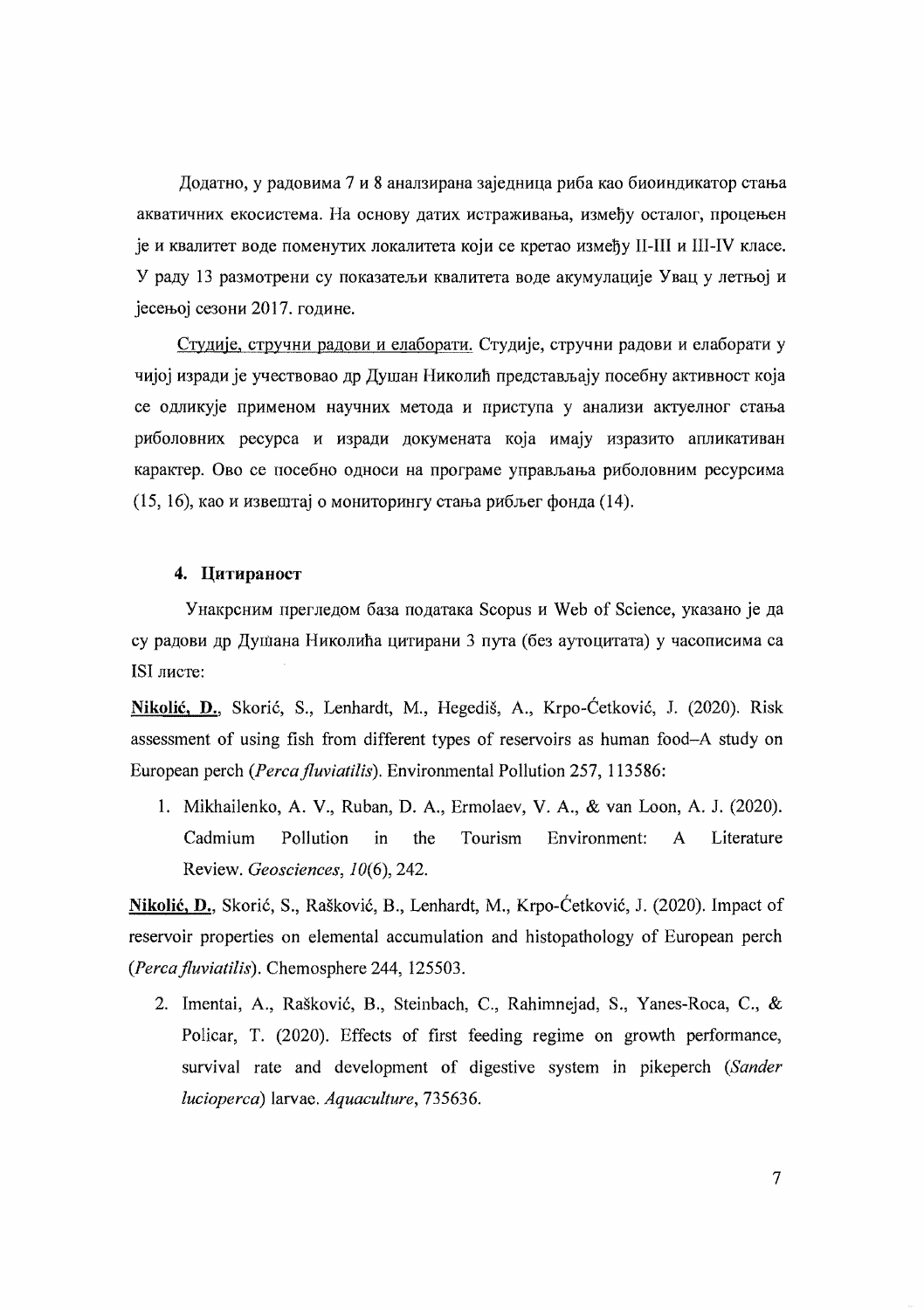Додатно, у радовима 7 и 8 анализрана заједница риба као биоиндикатор стања акватичних екосистема. На основу датих истраживања, између осталог, процењен је и квалитет воде поменутих локалитета који се кретао између II-III и III-IV класе. У раду 13 размотрени су показатељи квалитета воде акумулације Увац у летњој и јесењој сезони 2017. године.

Студије, стручни радови и елаборати. Студије, стручни радови и елаборати у чијој изради је учествовао др Душан Николић представљају посебну активност која се одликује применом научних метода и приступа у анализи актуелног стања риболовних ресурса и изради докумената која имају изразито апликативан карактер. Ово се посебно односи на програме управљања риболовним ресурсима (15, 16), као и извештај о мониторингу стања рибљег фонда (14).

## 4. Цитираност

Унакрсним прегледом база података Scopus и Web of Science, указано је да су радови др Душана Николића цитирани 3 пута (без аутоцитата) у часописима са ISI листе:

**Nikolić, D.**, Skorić, S., Lenhardt, M., Hegediš, A., Krpo-Ćetković, J. (2020). Risk assessment of using fish from different types of reservoirs as human food–A study on European perch (*Perca fluviatilis*). Environmental Pollution 257, 113586:

1. Mikhailenko, A. V., Ruban, D. A., Ermolaev, V. A., & van Loon, A. J. (2020). Cadmium Pollution in the Tourism Environment: A Literature Review. *Geosciences*, *10*(6), 242.

**Nikolić, D.**, Skorić, S., Rašković, B., Lenhardt, M., Krpo-Ćetković, J. (2020). Impact of reservoir properties on elemental accumulation and histopathology of European perch (*Perca fluviatilis*). Chemosphere 244, 125503.

2. Imentai, A., Rašković, B., Steinbach, C., Rahimnejad, S., Yanes-Roca, C., & Policar, T. (2020). Effects of first feeding regime on growth performance, survival rate and development of digestive system in pikeperch (*Sander lucioperca*) larvae. *Aquaculture*, 735636.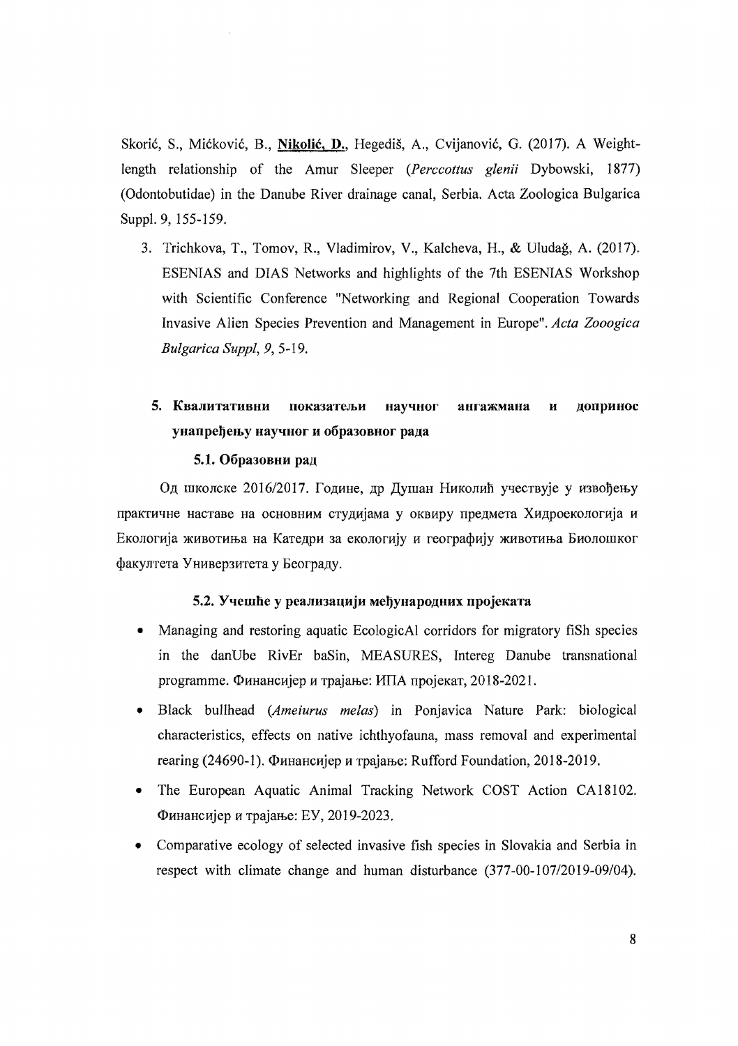Skorić, S., Mićković, B., **Nikolić, D.**, Hegediš, A., Cvijanović, G. (2017). A Weight-length relationship of the Amur Sleeper (*Perccottus glenii* Dybowski, 1877) (Odontobutidae) in the Danube River drainage canal, Serbia. Acta Zoologica Bulgarica Suppl. 9, 155-159.

3. Trichkova, T., Tomov, R., Vladimirov, V., Kalcheva, H., & Uludağ, A. (2017). ESENIAS and DIAS Networks and highlights of the 7th ESENIAS Workshop with Scientific Conference "Networking and Regional Cooperation Towards Invasive Alien Species Prevention and Management in Europe". *Acta Zooogica Bulgarica Suppl*, *9*, 5-19.

## 5. Квалитативни показатељи научног ангажмана и допринос унапређењу научног и образовног рада

### 5.1. Образовни рад

Од школске 2016/2017. Године, др Душан Николић учествује у извођењу практичне наставе на основним студијама у оквиру предмета Хидроекологија и Екологија животиња на Катедри за екологију и географију животиња Биолошког факултета Универзитета у Београду.

### 5.2. Учешће у реализацији међународних пројеката

- Managing and restoring aquatic EcologicAl corridors for migratory fiSh species in the danUbe RivEr baSin, MEASURES, Intereg Danube transnational programme. Финансијер и трајање: ИПА пројекат, 2018-2021.
- Black bullhead (*Ameiurus melas*) in Ponjavica Nature Park: biological characteristics, effects on native ichthyofauna, mass removal and experimental rearing (24690-1). Финансијер и трајање: Rufford Foundation, 2018-2019.
- The European Aquatic Animal Tracking Network COST Action CA18102. Финансијер и трајање: ЕУ, 2019-2023.
- Comparative ecology of selected invasive fish species in Slovakia and Serbia in respect with climate change and human disturbance (377-00-107/2019-09/04).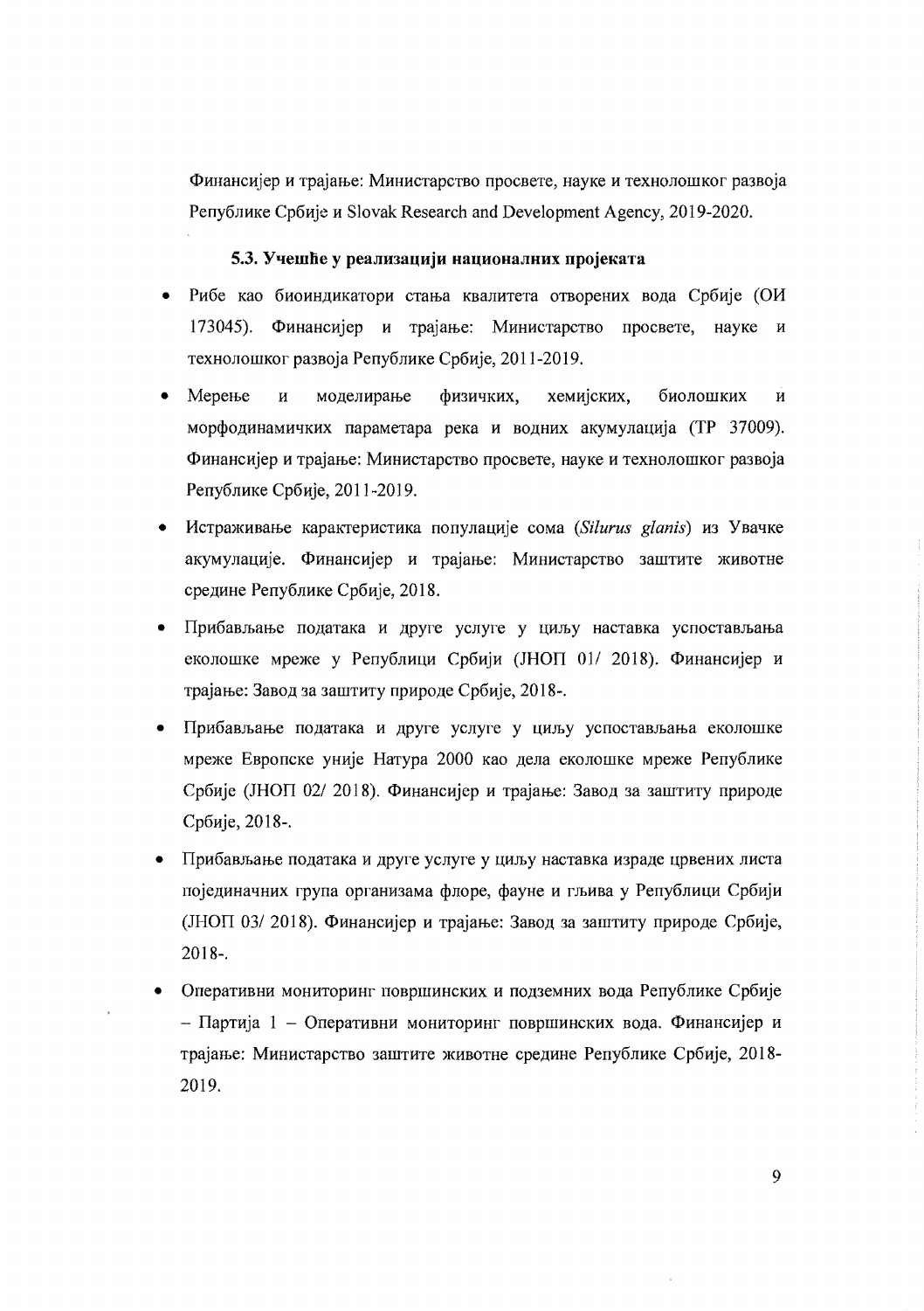Финансијер и трајање: Министарство просвете, науке и технолошког развоја Републике Србије и Slovak Research and Development Agency, 2019-2020.

### 5.3. Учешће у реализацији националних пројеката

- Рибе као биоиндикатори стања квалитета отворених вода Србије (ОИ 173045). Финансијер и трајање: Министарство просвете, науке и технолошког развоја Републике Србије, 2011-2019.
- Мерење и моделирање физичких, хемијских, биолошких и морфодинамичких параметара река и водних акумулација (ТР 37009). Финансијер и трајање: Министарство просвете, науке и технолошког развоја Републике Србије, 2011-2019.
- Истраживање карактеристика популације сома (*Silurus glanis*) из Увачке акумулације. Финансијер и трајање: Министарство заштите животне средине Републике Србије, 2018.
- Прибављање података и друге услуге у циљу наставка успостављања еколошке мреже у Републици Србији (ЈНОП 01/ 2018). Финансијер и трајање: Завод за заштиту природе Србије, 2018-.
- Прибављање података и друге услуге у циљу успостављања еколошке мреже Европске уније Натура 2000 као дела еколошке мреже Републике Србије (ЈНОП 02/ 2018). Финансијер и трајање: Завод за заштиту природе Србије, 2018-.
- Прибављање података и друге услуге у циљу наставка израде црвених листа појединачних група организама флоре, фауне и гљива у Републици Србији (ЈНОП 03/ 2018). Финансијер и трајање: Завод за заштиту природе Србије, 2018-.
- Оперативни мониторинг површинских и подземних вода Републике Србије – Партија 1 – Оперативни мониторинг површинских вода. Финансијер и трајање: Министарство заштите животне средине Републике Србије, 2018-2019.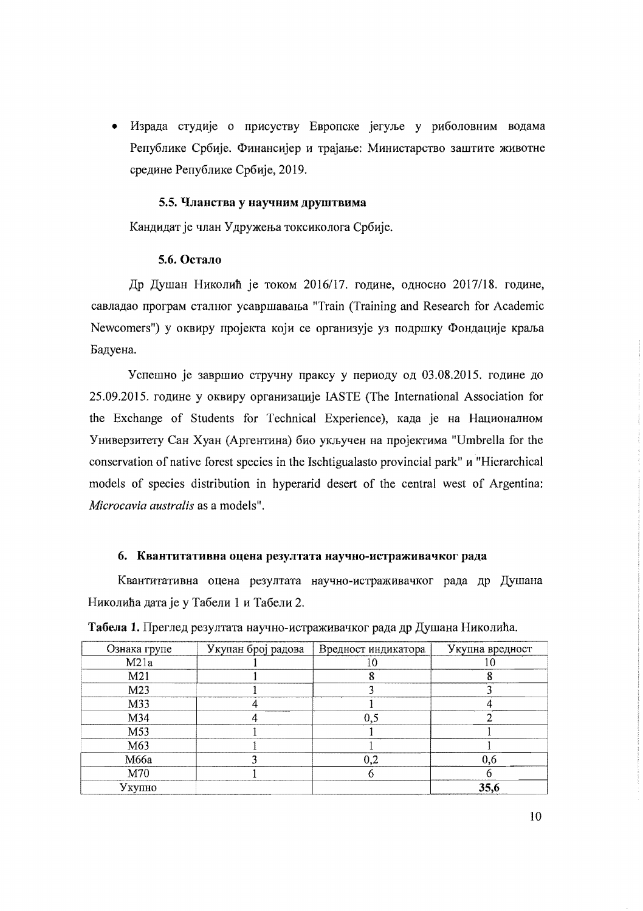- Израда студије о присуству Европске јегуље у риболовним водама Републике Србије. Финансијер и трајање: Министарство заштите животне средине Републике Србије, 2019.

### 5.5. Чланства у научним друштвима

Кандидат је члан Удружења токсиколога Србије.

### 5.6. Остало

Др Душан Николић је током 2016/17. године, односно 2017/18. године, савладао програм сталног усавршавања "Train (Training and Research for Academic Newcomers") у оквиру пројекта који се организује уз подршку Фондације краља Бадуена.

Успешно је завршио стручну праксу у периоду од 03.08.2015. године до 25.09.2015. године у оквиру организације IASTE (The International Association for the Exchange of Students for Technical Experience), када је на Националном Универзитету Сан Хуан (Аргентина) био укључен на пројектима "Umbrella for the conservation of native forest species in the Ischtigualasto provincial park" и "Hierarchical models of species distribution in hyperarid desert of the central west of Argentina: *Microcavia australis* as a models".

## 6. Квантитативна оцена резултата научно-истраживачког рада

Квантитативна оцена резултата научно-истраживачког рада др Душана Николића дата је у Табели 1 и Табели 2.

**Табела 1.** Преглед резултата научно-истраживачког рада др Душана Николића.

| Ознака групе | Укупан број радова | Вредност индикатора | Укупна вредност |
|---|---|---|---|
| M21a | 1 | 10 | 10 |
| M21 | 1 | 8 | 8 |
| M23 | 1 | 3 | 3 |
| M33 | 4 | 1 | 4 |
| M34 | 4 | 0,5 | 2 |
| M53 | 1 | 1 | 1 |
| M63 | 1 | 1 | 1 |
| M66a | 3 | 0,2 | 0,6 |
| M70 | 1 | 6 | 6 |
| Укупно | | | **35,6** |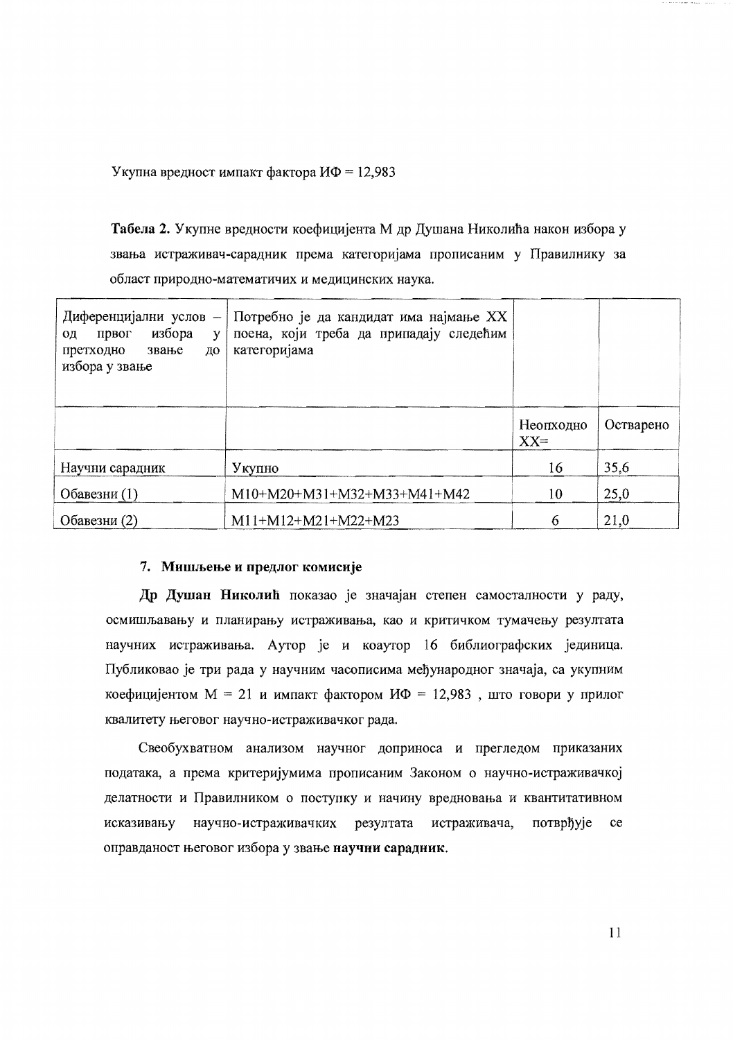Укупна вредност импакт фактора ИФ = 12,983

**Табела 2.** Укупне вредности коефицијента М др Душана Николића након избора у звања истраживач-сарадник према категоријама прописаним у Правилнику за област природно-математичих и медицинских наука.

| Диференцијални услов – од првог избора у претходно звање до избора у звање | Потребно је да кандидат има најмање XX поена, који треба да припадају следећим категоријама | | |
|---|---|---|---|
| | | Неопходно XX= | Остварено |
| Научни сарадник | Укупно | 16 | 35,6 |
| Обавезни (1) | M10+M20+M31+M32+M33+M41+M42 | 10 | 25,0 |
| Обавезни (2) | M11+M12+M21+M22+M23 | 6 | 21,0 |

### 7. Мишљење и предлог комисије

**Др Душан Николић** показао је значајан степен самосталности у раду, осмишљавању и планирању истраживања, као и критичком тумачењу резултата научних истраживања. Аутор је и коаутор 16 библиографских јединица. Публиковао је три рада у научним часописима међународног значаја, са укупним коефицијентом М = 21 и импакт фактором ИФ = 12,983 , што говори у прилог квалитету његовог научно-истраживачког рада.

Свеобухватном анализом научног доприноса и прегледом приказаних података, а према критеријумима прописаним Законом о научно-истраживачкој делатности и Правилником о поступку и начину вредновања и квантитативном исказивању научно-истраживачких резултата истраживача, потврђује се оправданост његовог избора у звање **научни сарадник**.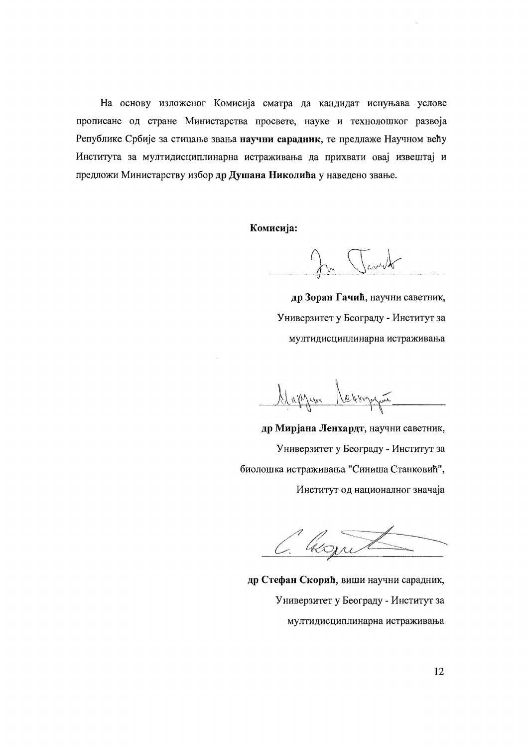На основу изложеног Комисија сматра да кандидат испуњава услове прописане од стране Министарства просвете, науке и технолошког развоја Републике Србије за стицање звања **научни сарадник**, те предлаже Научном већу Института за мултидисциплинарна истраживања да прихвати овај извештај и предложи Министарству избор **др Душана Николића** у наведено звање.

**Комисија:**

**др Зоран Гачић**, научни саветник,
Универзитет у Београду - Институт за мултидисциплинарна истраживања

**др Мирјана Ленхардт**, научни саветник,
Универзитет у Београду - Институт за биолошка истраживања "Синиша Станковић",
Институт од националног значаја

**др Стефан Скорић**, виши научни сарадник,
Универзитет у Београду - Институт за мултидисциплинарна истраживања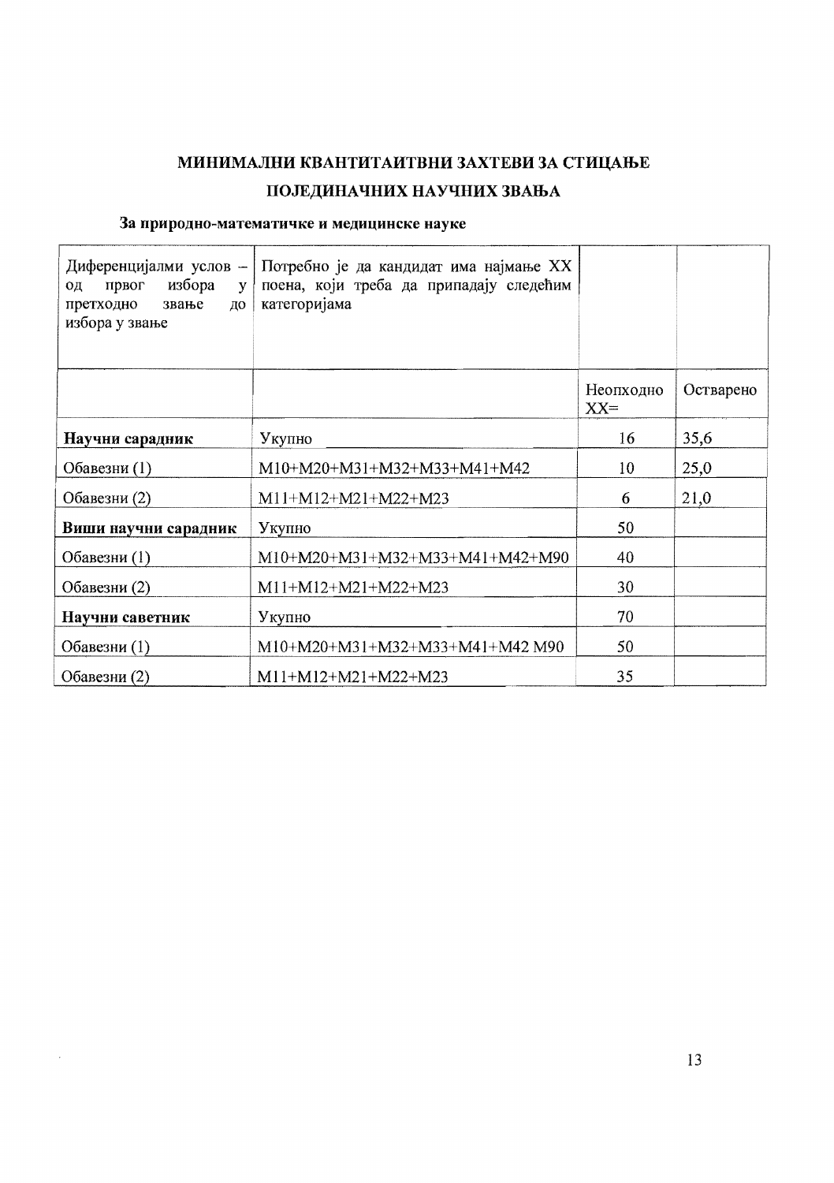# МИНИМАЛНИ КВАНТИТАИТВНИ ЗАХТЕВИ ЗА СТИЦАЊЕ ПОЈЕДИНАЧНИХ НАУЧНИХ ЗВАЊА

### За природно-математичке и медицинске науке

| Диференцијални услов – од првог избора у претходно звање до избора у звање | Потребно је да кандидат има најмање XX поена, који треба да припадају следећим категоријама | | |
|---|---|---|---|
| | | Неопходно XX= | Остварено |
| **Научни сарадник** | Укупно | 16 | 35,6 |
| Обавезни (1) | M10+M20+M31+M32+M33+M41+M42 | 10 | 25,0 |
| Обавезни (2) | M11+M12+M21+M22+M23 | 6 | 21,0 |
| **Виши научни сарадник** | Укупно | 50 | |
| Обавезни (1) | M10+M20+M31+M32+M33+M41+M42+M90 | 40 | |
| Обавезни (2) | M11+M12+M21+M22+M23 | 30 | |
| **Научни саветник** | Укупно | 70 | |
| Обавезни (1) | M10+M20+M31+M32+M33+M41+M42 M90 | 50 | |
| Обавезни (2) | M11+M12+M21+M22+M23 | 35 | |